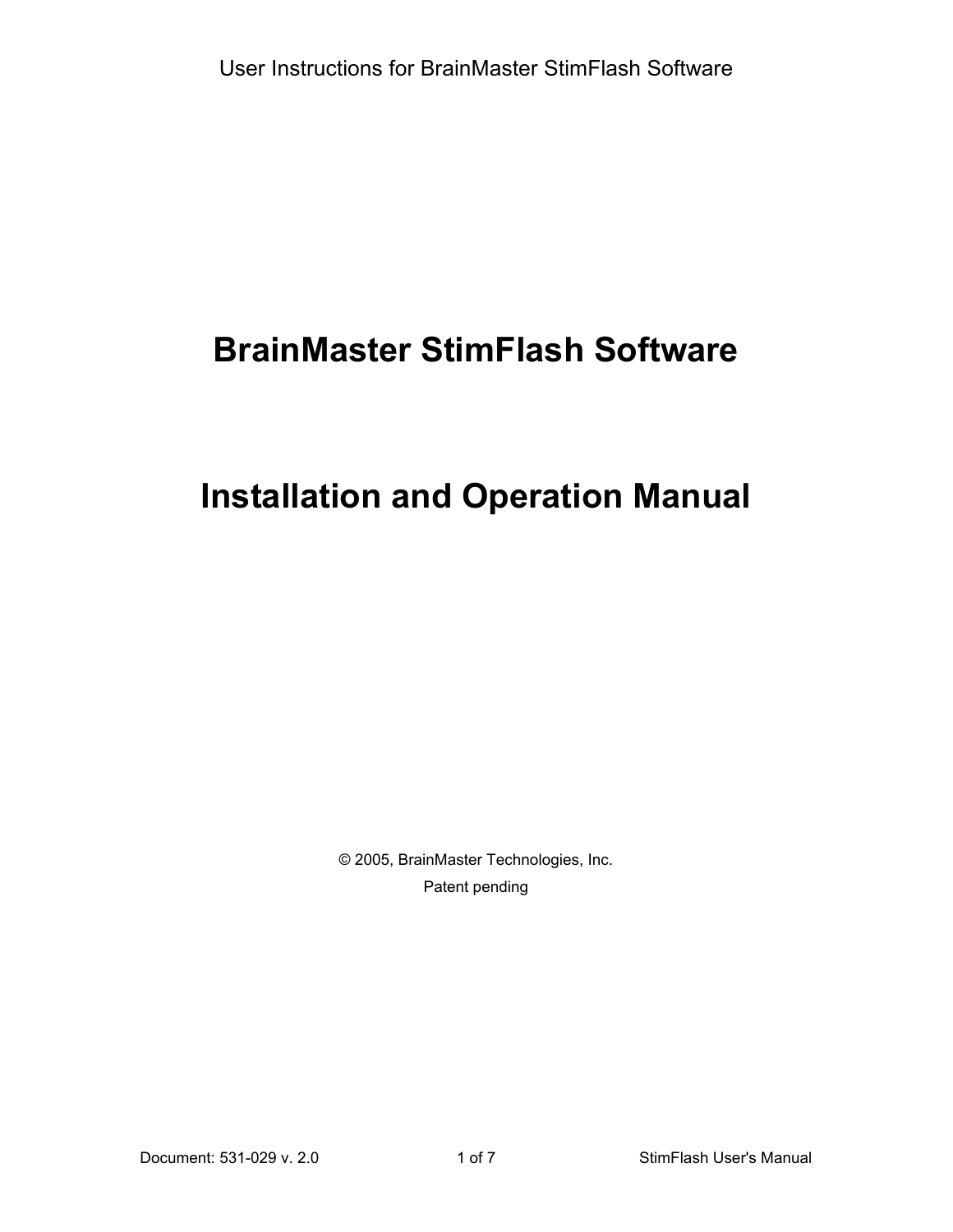# BrainMaster StimFlash Software

# Installation and Operation Manual

© 2005, BrainMaster Technologies, Inc.

Patent pending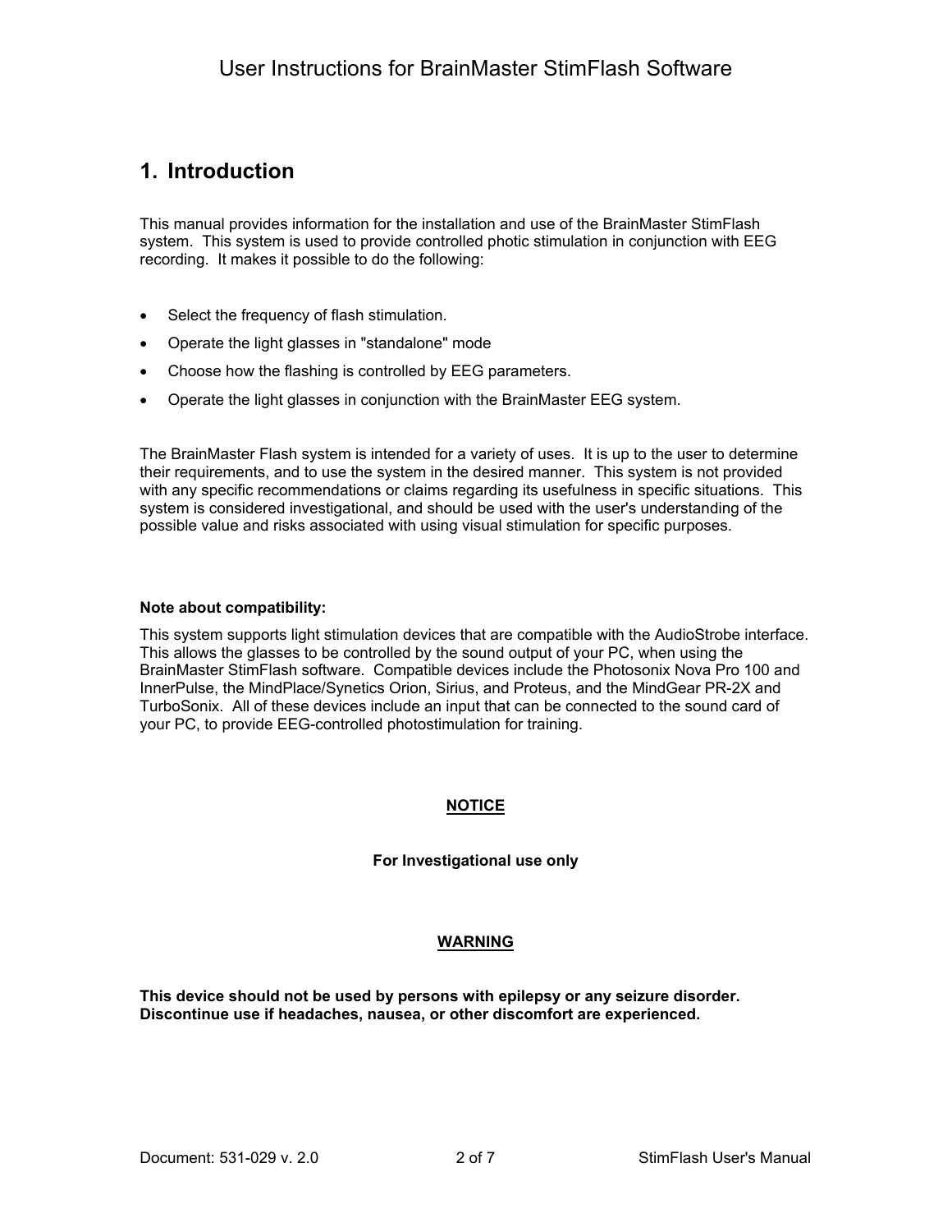# 1. Introduction

This manual provides information for the installation and use of the BrainMaster StimFlash system. This system is used to provide controlled photic stimulation in conjunction with EEG recording. It makes it possible to do the following:

- Select the frequency of flash stimulation.
- Operate the light glasses in "standalone" mode
- Choose how the flashing is controlled by EEG parameters.
- Operate the light glasses in conjunction with the BrainMaster EEG system.

The BrainMaster Flash system is intended for a variety of uses. It is up to the user to determine their requirements, and to use the system in the desired manner. This system is not provided with any specific recommendations or claims regarding its usefulness in specific situations. This system is considered investigational, and should be used with the user's understanding of the possible value and risks associated with using visual stimulation for specific purposes.

**Note about compatibility:**

This system supports light stimulation devices that are compatible with the AudioStrobe interface. This allows the glasses to be controlled by the sound output of your PC, when using the BrainMaster StimFlash software. Compatible devices include the Photosonix Nova Pro 100 and InnerPulse, the MindPlace/Synetics Orion, Sirius, and Proteus, and the MindGear PR-2X and TurboSonix. All of these devices include an input that can be connected to the sound card of your PC, to provide EEG-controlled photostimulation for training.

**NOTICE**

**For Investigational use only**

**WARNING**

**This device should not be used by persons with epilepsy or any seizure disorder. Discontinue use if headaches, nausea, or other discomfort are experienced.**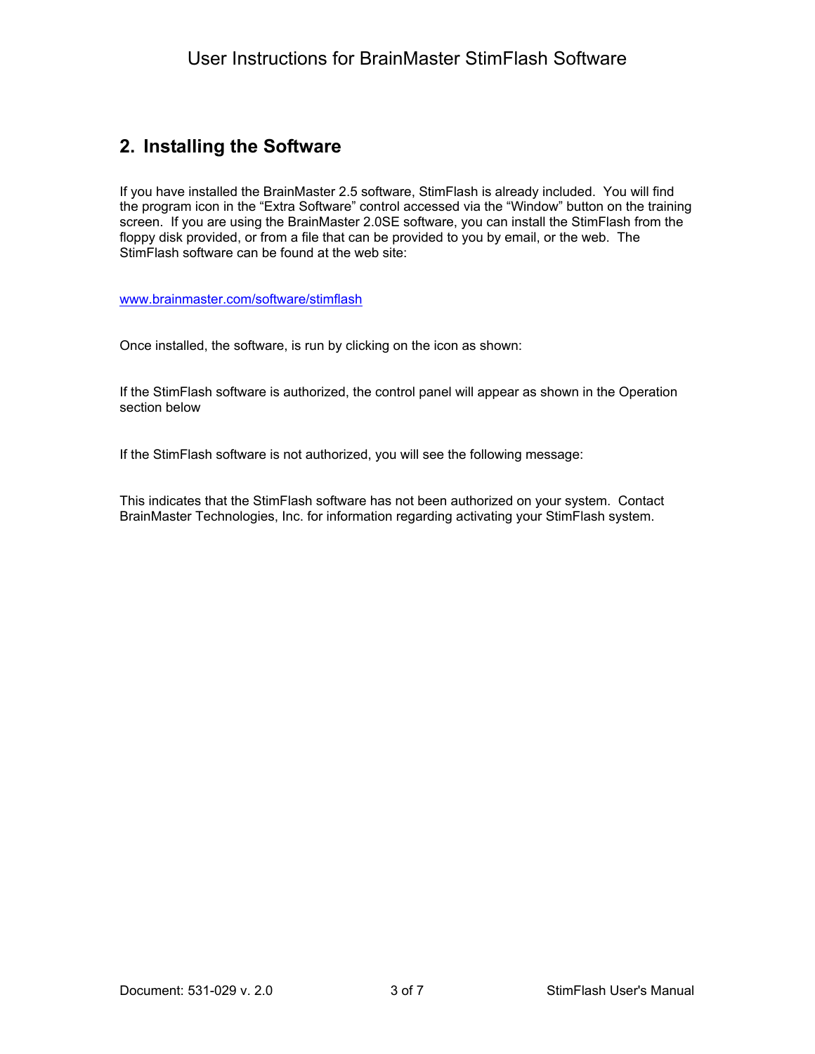## 2. Installing the Software

If you have installed the BrainMaster 2.5 software, StimFlash is already included. You will find the program icon in the “Extra Software” control accessed via the “Window” button on the training screen. If you are using the BrainMaster 2.0SE software, you can install the StimFlash from the floppy disk provided, or from a file that can be provided to you by email, or the web. The StimFlash software can be found at the web site:

www.brainmaster.com/software/stimflash

Once installed, the software, is run by clicking on the icon as shown:

If the StimFlash software is authorized, the control panel will appear as shown in the Operation section below

If the StimFlash software is not authorized, you will see the following message:

This indicates that the StimFlash software has not been authorized on your system. Contact BrainMaster Technologies, Inc. for information regarding activating your StimFlash system.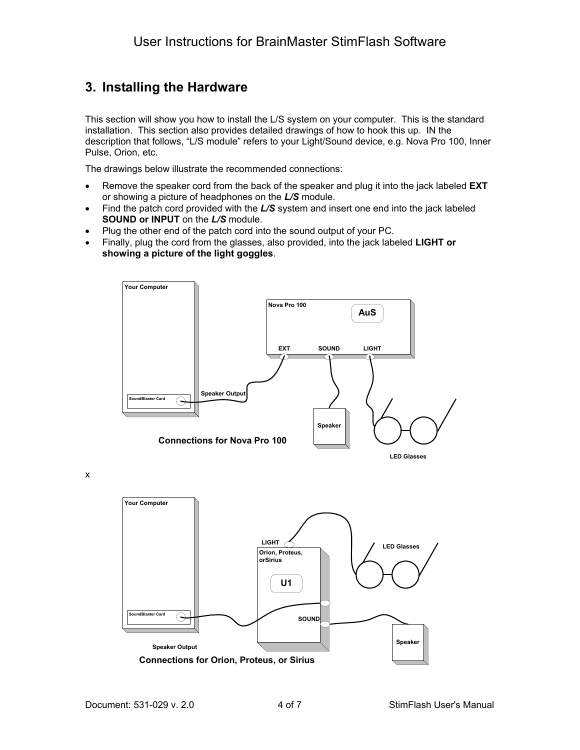## 3. Installing the Hardware

This section will show you how to install the L/S system on your computer. This is the standard installation. This section also provides detailed drawings of how to hook this up. IN the description that follows, "L/S module" refers to your Light/Sound device, e.g. Nova Pro 100, Inner Pulse, Orion, etc.

The drawings below illustrate the recommended connections:

- Remove the speaker cord from the back of the speaker and plug it into the jack labeled **EXT** or showing a picture of headphones on the ***L/S*** module.
- Find the patch cord provided with the ***L/S*** system and insert one end into the jack labeled **SOUND or INPUT** on the ***L/S*** module.
- Plug the other end of the patch cord into the sound output of your PC.
- Finally, plug the cord from the glasses, also provided, into the jack labeled **LIGHT or showing a picture of the light goggles**.

Your Computer

SoundBlaster Card

Speaker Output

Nova Pro 100

AuS

EXT SOUND LIGHT

Speaker

LED Glasses

**Connections for Nova Pro 100**

x

Your Computer

SoundBlaster Card

Speaker Output

LIGHT

Orion, Proteus, orSirius

U1

SOUND

LED Glasses

Speaker

**Connections for Orion, Proteus, or Sirius**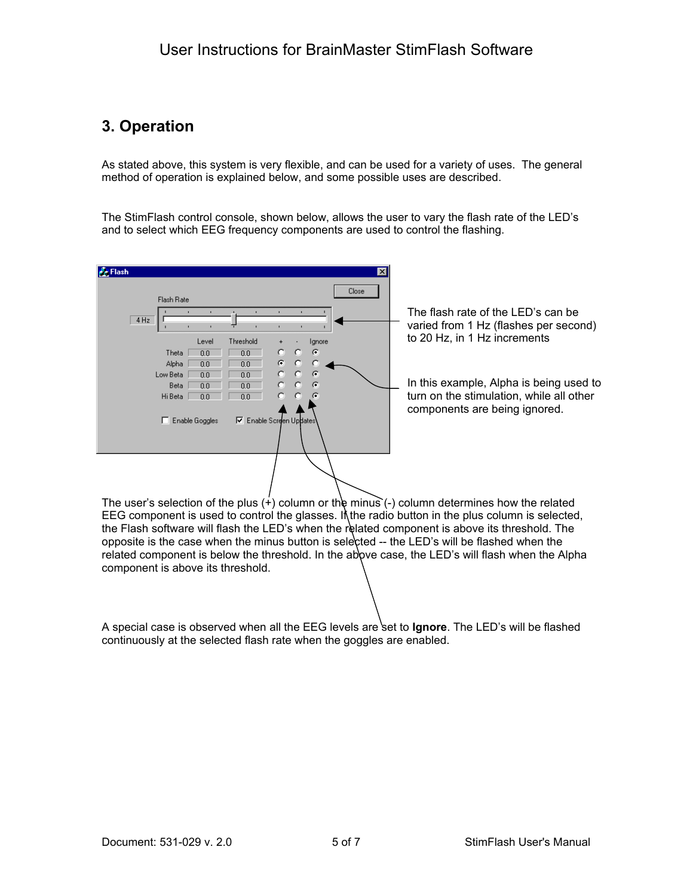## 3. Operation

As stated above, this system is very flexible, and can be used for a variety of uses. The general method of operation is explained below, and some possible uses are described.

The StimFlash control console, shown below, allows the user to vary the flash rate of the LED's and to select which EEG frequency components are used to control the flashing.

The flash rate of the LED's can be varied from 1 Hz (flashes per second) to 20 Hz, in 1 Hz increments

In this example, Alpha is being used to turn on the stimulation, while all other components are being ignored.

The user's selection of the plus (+) column or the minus (-) column determines how the related EEG component is used to control the glasses. If the radio button in the plus column is selected, the Flash software will flash the LED's when the related component is above its threshold. The opposite is the case when the minus button is selected -- the LED's will be flashed when the related component is below the threshold. In the above case, the LED's will flash when the Alpha component is above its threshold.

A special case is observed when all the EEG levels are set to **Ignore**. The LED's will be flashed continuously at the selected flash rate when the goggles are enabled.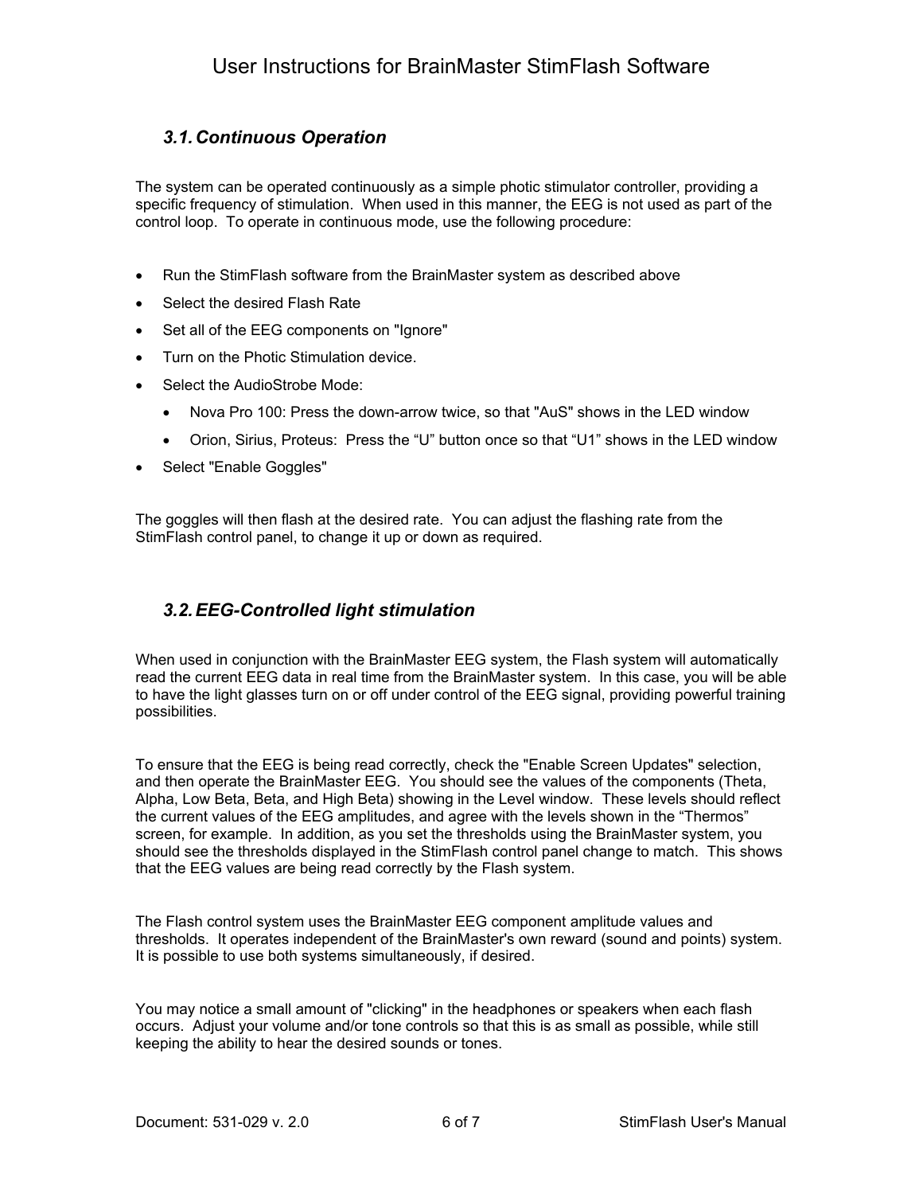### 3.1. Continuous Operation

The system can be operated continuously as a simple photic stimulator controller, providing a specific frequency of stimulation. When used in this manner, the EEG is not used as part of the control loop. To operate in continuous mode, use the following procedure:

- Run the StimFlash software from the BrainMaster system as described above
- Select the desired Flash Rate
- Set all of the EEG components on "Ignore"
- Turn on the Photic Stimulation device.
- Select the AudioStrobe Mode:
  - Nova Pro 100: Press the down-arrow twice, so that "AuS" shows in the LED window
  - Orion, Sirius, Proteus: Press the “U” button once so that “U1” shows in the LED window
- Select "Enable Goggles"

The goggles will then flash at the desired rate. You can adjust the flashing rate from the StimFlash control panel, to change it up or down as required.

### 3.2. EEG-Controlled light stimulation

When used in conjunction with the BrainMaster EEG system, the Flash system will automatically read the current EEG data in real time from the BrainMaster system. In this case, you will be able to have the light glasses turn on or off under control of the EEG signal, providing powerful training possibilities.

To ensure that the EEG is being read correctly, check the "Enable Screen Updates" selection, and then operate the BrainMaster EEG. You should see the values of the components (Theta, Alpha, Low Beta, Beta, and High Beta) showing in the Level window. These levels should reflect the current values of the EEG amplitudes, and agree with the levels shown in the “Thermos” screen, for example. In addition, as you set the thresholds using the BrainMaster system, you should see the thresholds displayed in the StimFlash control panel change to match. This shows that the EEG values are being read correctly by the Flash system.

The Flash control system uses the BrainMaster EEG component amplitude values and thresholds. It operates independent of the BrainMaster's own reward (sound and points) system. It is possible to use both systems simultaneously, if desired.

You may notice a small amount of "clicking" in the headphones or speakers when each flash occurs. Adjust your volume and/or tone controls so that this is as small as possible, while still keeping the ability to hear the desired sounds or tones.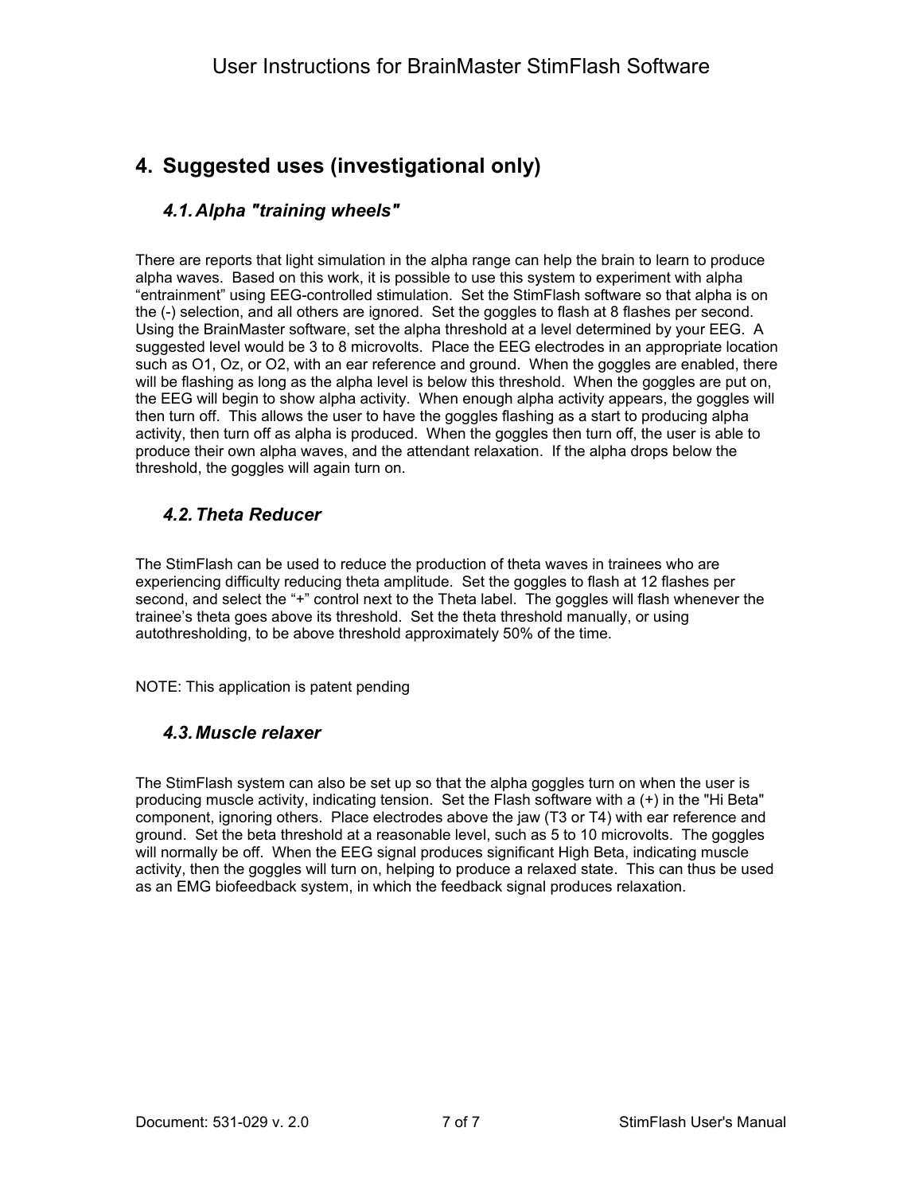## 4. Suggested uses (investigational only)

### *4.1. Alpha "training wheels"*

There are reports that light simulation in the alpha range can help the brain to learn to produce alpha waves. Based on this work, it is possible to use this system to experiment with alpha “entrainment” using EEG-controlled stimulation. Set the StimFlash software so that alpha is on the (-) selection, and all others are ignored. Set the goggles to flash at 8 flashes per second. Using the BrainMaster software, set the alpha threshold at a level determined by your EEG. A suggested level would be 3 to 8 microvolts. Place the EEG electrodes in an appropriate location such as O1, Oz, or O2, with an ear reference and ground. When the goggles are enabled, there will be flashing as long as the alpha level is below this threshold. When the goggles are put on, the EEG will begin to show alpha activity. When enough alpha activity appears, the goggles will then turn off. This allows the user to have the goggles flashing as a start to producing alpha activity, then turn off as alpha is produced. When the goggles then turn off, the user is able to produce their own alpha waves, and the attendant relaxation. If the alpha drops below the threshold, the goggles will again turn on.

### *4.2. Theta Reducer*

The StimFlash can be used to reduce the production of theta waves in trainees who are experiencing difficulty reducing theta amplitude. Set the goggles to flash at 12 flashes per second, and select the “+” control next to the Theta label. The goggles will flash whenever the trainee’s theta goes above its threshold. Set the theta threshold manually, or using autothresholding, to be above threshold approximately 50% of the time.

NOTE: This application is patent pending

### *4.3. Muscle relaxer*

The StimFlash system can also be set up so that the alpha goggles turn on when the user is producing muscle activity, indicating tension. Set the Flash software with a (+) in the "Hi Beta" component, ignoring others. Place electrodes above the jaw (T3 or T4) with ear reference and ground. Set the beta threshold at a reasonable level, such as 5 to 10 microvolts. The goggles will normally be off. When the EEG signal produces significant High Beta, indicating muscle activity, then the goggles will turn on, helping to produce a relaxed state. This can thus be used as an EMG biofeedback system, in which the feedback signal produces relaxation.